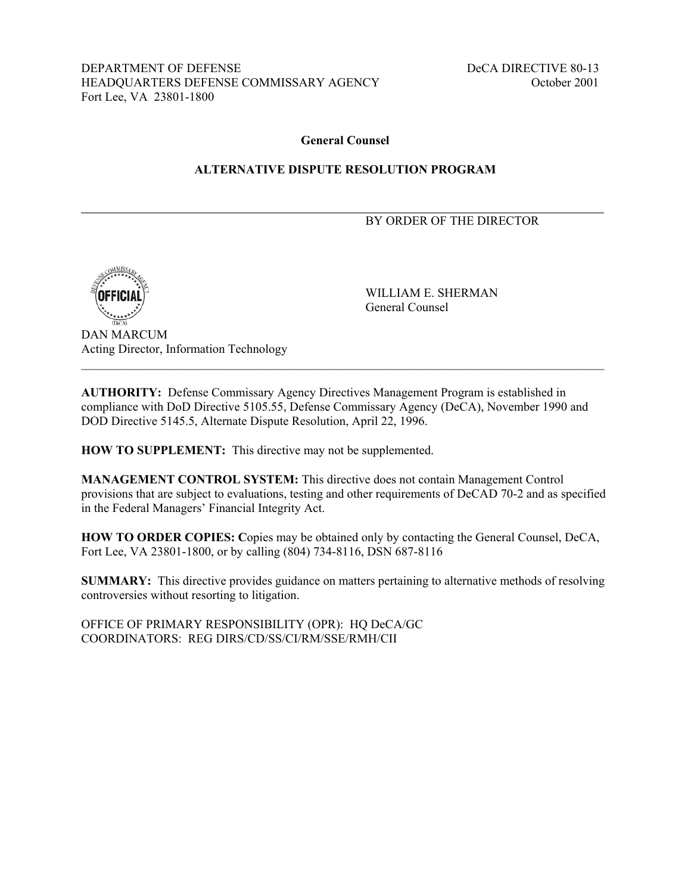DEPARTMENT OF DEFENSE
HEADQUARTERS DEFENSE COMMISSARY AGENCY
Fort Lee, VA 23801-1800

DeCA DIRECTIVE 80-13
October 2001

**General Counsel**

**ALTERNATIVE DISPUTE RESOLUTION PROGRAM**

---

BY ORDER OF THE DIRECTOR

OFFICIAL

WILLIAM E. SHERMAN
General Counsel

DAN MARCUM
Acting Director, Information Technology

---

**AUTHORITY:** Defense Commissary Agency Directives Management Program is established in compliance with DoD Directive 5105.55, Defense Commissary Agency (DeCA), November 1990 and DOD Directive 5145.5, Alternate Dispute Resolution, April 22, 1996.

**HOW TO SUPPLEMENT:** This directive may not be supplemented.

**MANAGEMENT CONTROL SYSTEM:** This directive does not contain Management Control provisions that are subject to evaluations, testing and other requirements of DeCAD 70-2 and as specified in the Federal Managers' Financial Integrity Act.

**HOW TO ORDER COPIES: C**opies may be obtained only by contacting the General Counsel, DeCA, Fort Lee, VA 23801-1800, or by calling (804) 734-8116, DSN 687-8116

**SUMMARY:** This directive provides guidance on matters pertaining to alternative methods of resolving controversies without resorting to litigation.

OFFICE OF PRIMARY RESPONSIBILITY (OPR): HQ DeCA/GC
COORDINATORS: REG DIRS/CD/SS/CI/RM/SSE/RMH/CII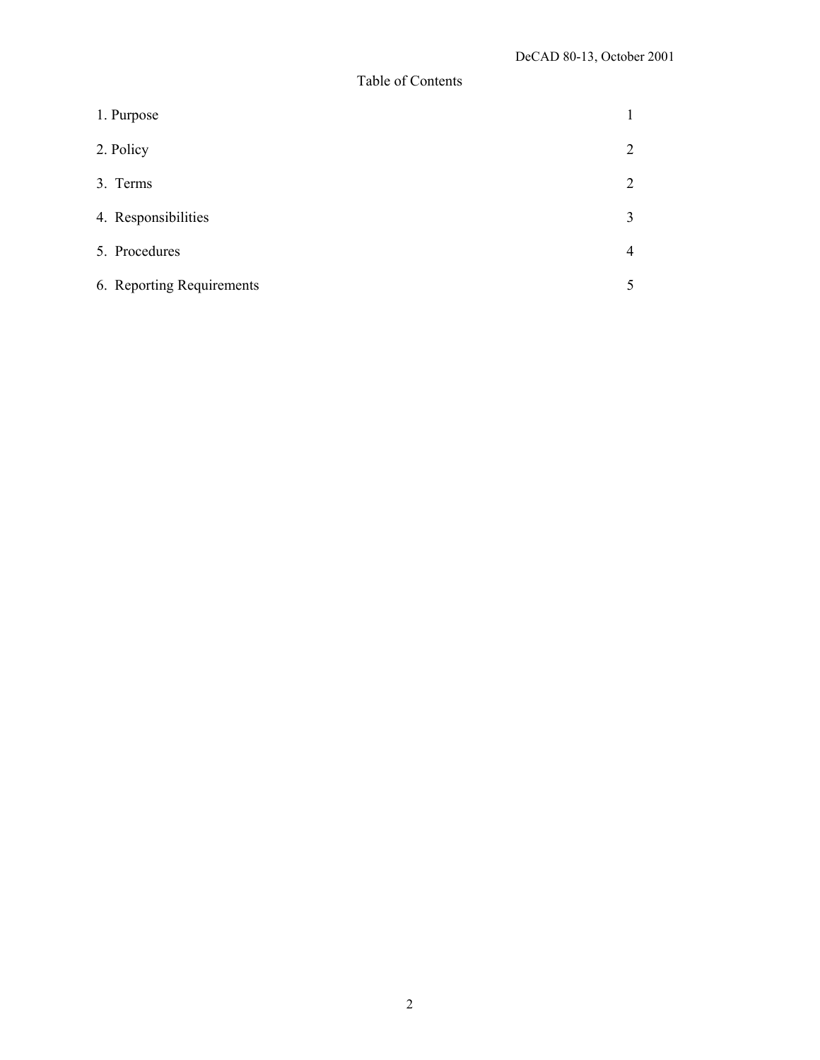# Table of Contents

| | |
|---|---|
| 1. Purpose | 1 |
| 2. Policy | 2 |
| 3. Terms | 2 |
| 4. Responsibilities | 3 |
| 5. Procedures | 4 |
| 6. Reporting Requirements | 5 |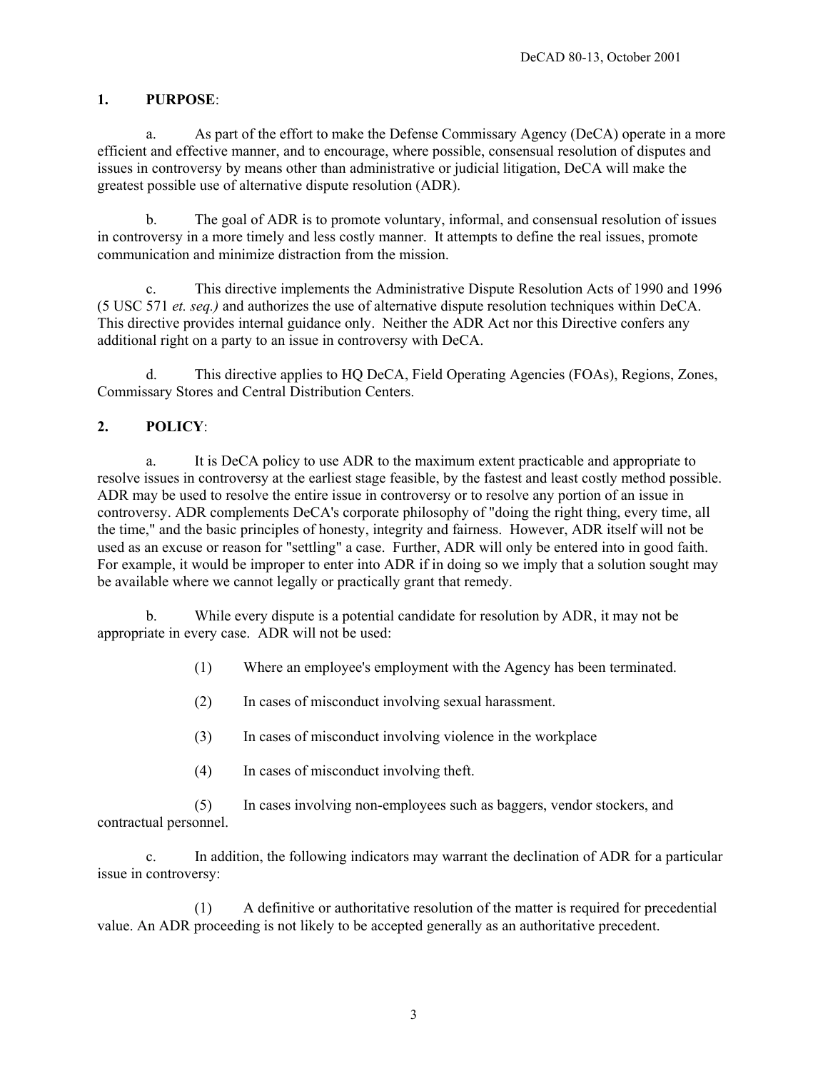## 1. PURPOSE:

a. As part of the effort to make the Defense Commissary Agency (DeCA) operate in a more efficient and effective manner, and to encourage, where possible, consensual resolution of disputes and issues in controversy by means other than administrative or judicial litigation, DeCA will make the greatest possible use of alternative dispute resolution (ADR).

b. The goal of ADR is to promote voluntary, informal, and consensual resolution of issues in controversy in a more timely and less costly manner. It attempts to define the real issues, promote communication and minimize distraction from the mission.

c. This directive implements the Administrative Dispute Resolution Acts of 1990 and 1996 (5 USC 571 *et. seq.)* and authorizes the use of alternative dispute resolution techniques within DeCA. This directive provides internal guidance only. Neither the ADR Act nor this Directive confers any additional right on a party to an issue in controversy with DeCA.

d. This directive applies to HQ DeCA, Field Operating Agencies (FOAs), Regions, Zones, Commissary Stores and Central Distribution Centers.

## 2. POLICY:

a. It is DeCA policy to use ADR to the maximum extent practicable and appropriate to resolve issues in controversy at the earliest stage feasible, by the fastest and least costly method possible. ADR may be used to resolve the entire issue in controversy or to resolve any portion of an issue in controversy. ADR complements DeCA's corporate philosophy of "doing the right thing, every time, all the time," and the basic principles of honesty, integrity and fairness. However, ADR itself will not be used as an excuse or reason for "settling" a case. Further, ADR will only be entered into in good faith. For example, it would be improper to enter into ADR if in doing so we imply that a solution sought may be available where we cannot legally or practically grant that remedy.

b. While every dispute is a potential candidate for resolution by ADR, it may not be appropriate in every case. ADR will not be used:

(1) Where an employee's employment with the Agency has been terminated.

(2) In cases of misconduct involving sexual harassment.

(3) In cases of misconduct involving violence in the workplace

(4) In cases of misconduct involving theft.

(5) In cases involving non-employees such as baggers, vendor stockers, and contractual personnel.

c. In addition, the following indicators may warrant the declination of ADR for a particular issue in controversy:

(1) A definitive or authoritative resolution of the matter is required for precedential value. An ADR proceeding is not likely to be accepted generally as an authoritative precedent.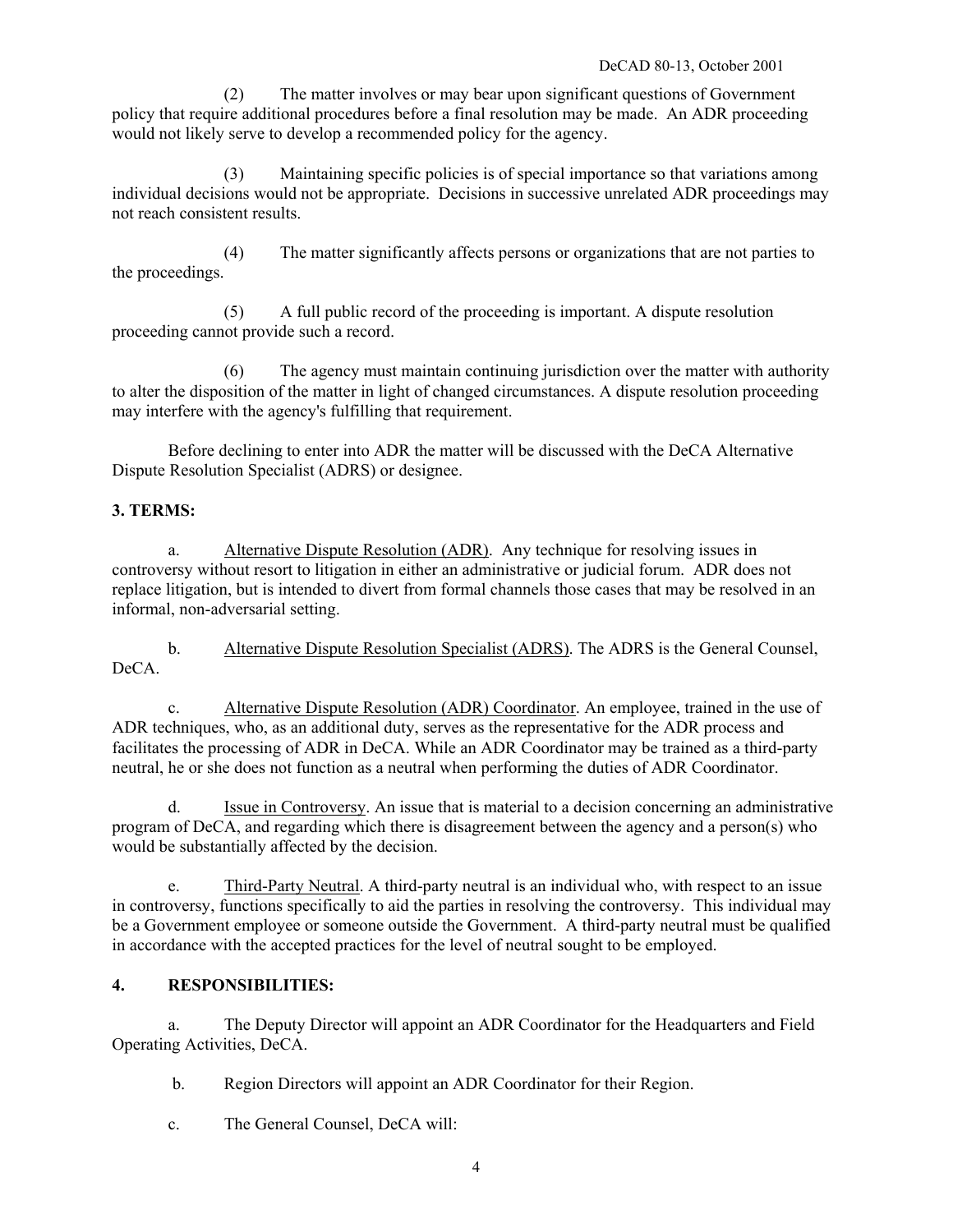(2) The matter involves or may bear upon significant questions of Government policy that require additional procedures before a final resolution may be made. An ADR proceeding would not likely serve to develop a recommended policy for the agency.

(3) Maintaining specific policies is of special importance so that variations among individual decisions would not be appropriate. Decisions in successive unrelated ADR proceedings may not reach consistent results.

(4) The matter significantly affects persons or organizations that are not parties to the proceedings.

(5) A full public record of the proceeding is important. A dispute resolution proceeding cannot provide such a record.

(6) The agency must maintain continuing jurisdiction over the matter with authority to alter the disposition of the matter in light of changed circumstances. A dispute resolution proceeding may interfere with the agency's fulfilling that requirement.

Before declining to enter into ADR the matter will be discussed with the DeCA Alternative Dispute Resolution Specialist (ADRS) or designee.

**3. TERMS:**

a. Alternative Dispute Resolution (ADR). Any technique for resolving issues in controversy without resort to litigation in either an administrative or judicial forum. ADR does not replace litigation, but is intended to divert from formal channels those cases that may be resolved in an informal, non-adversarial setting.

b. Alternative Dispute Resolution Specialist (ADRS). The ADRS is the General Counsel, DeCA.

c. Alternative Dispute Resolution (ADR) Coordinator. An employee, trained in the use of ADR techniques, who, as an additional duty, serves as the representative for the ADR process and facilitates the processing of ADR in DeCA. While an ADR Coordinator may be trained as a third-party neutral, he or she does not function as a neutral when performing the duties of ADR Coordinator.

d. Issue in Controversy. An issue that is material to a decision concerning an administrative program of DeCA, and regarding which there is disagreement between the agency and a person(s) who would be substantially affected by the decision.

e. Third-Party Neutral. A third-party neutral is an individual who, with respect to an issue in controversy, functions specifically to aid the parties in resolving the controversy. This individual may be a Government employee or someone outside the Government. A third-party neutral must be qualified in accordance with the accepted practices for the level of neutral sought to be employed.

**4. RESPONSIBILITIES:**

a. The Deputy Director will appoint an ADR Coordinator for the Headquarters and Field Operating Activities, DeCA.

b. Region Directors will appoint an ADR Coordinator for their Region.

c. The General Counsel, DeCA will: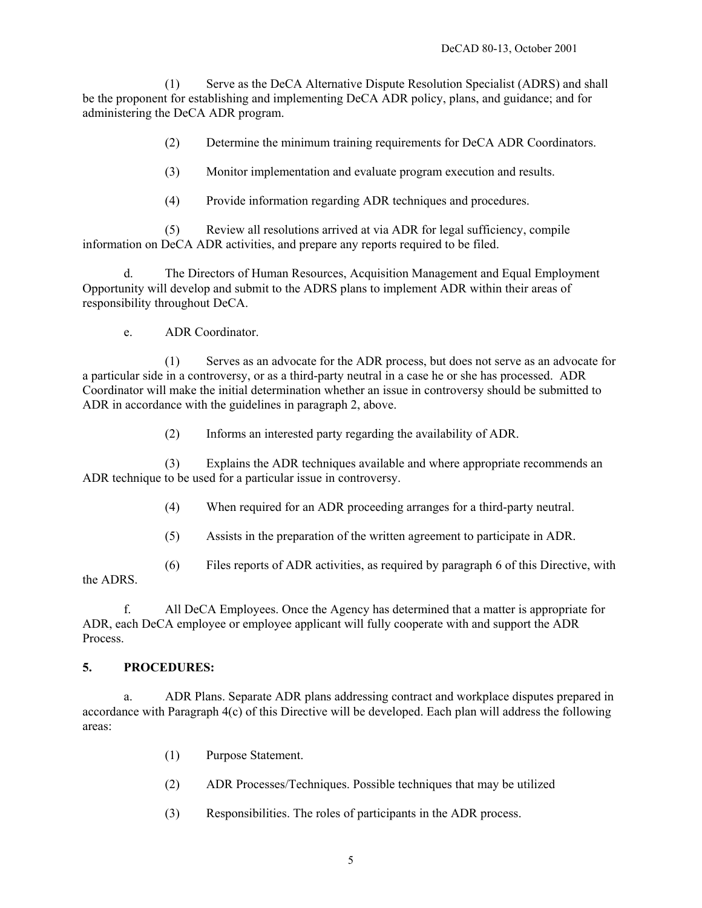(1) Serve as the DeCA Alternative Dispute Resolution Specialist (ADRS) and shall be the proponent for establishing and implementing DeCA ADR policy, plans, and guidance; and for administering the DeCA ADR program.

(2) Determine the minimum training requirements for DeCA ADR Coordinators.

(3) Monitor implementation and evaluate program execution and results.

(4) Provide information regarding ADR techniques and procedures.

(5) Review all resolutions arrived at via ADR for legal sufficiency, compile information on DeCA ADR activities, and prepare any reports required to be filed.

d. The Directors of Human Resources, Acquisition Management and Equal Employment Opportunity will develop and submit to the ADRS plans to implement ADR within their areas of responsibility throughout DeCA.

e. ADR Coordinator.

(1) Serves as an advocate for the ADR process, but does not serve as an advocate for a particular side in a controversy, or as a third-party neutral in a case he or she has processed. ADR Coordinator will make the initial determination whether an issue in controversy should be submitted to ADR in accordance with the guidelines in paragraph 2, above.

(2) Informs an interested party regarding the availability of ADR.

(3) Explains the ADR techniques available and where appropriate recommends an ADR technique to be used for a particular issue in controversy.

(4) When required for an ADR proceeding arranges for a third-party neutral.

(5) Assists in the preparation of the written agreement to participate in ADR.

(6) Files reports of ADR activities, as required by paragraph 6 of this Directive, with the ADRS.

f. All DeCA Employees. Once the Agency has determined that a matter is appropriate for ADR, each DeCA employee or employee applicant will fully cooperate with and support the ADR Process.

**5. PROCEDURES:**

a. ADR Plans. Separate ADR plans addressing contract and workplace disputes prepared in accordance with Paragraph 4(c) of this Directive will be developed. Each plan will address the following areas:

(1) Purpose Statement.

(2) ADR Processes/Techniques. Possible techniques that may be utilized

(3) Responsibilities. The roles of participants in the ADR process.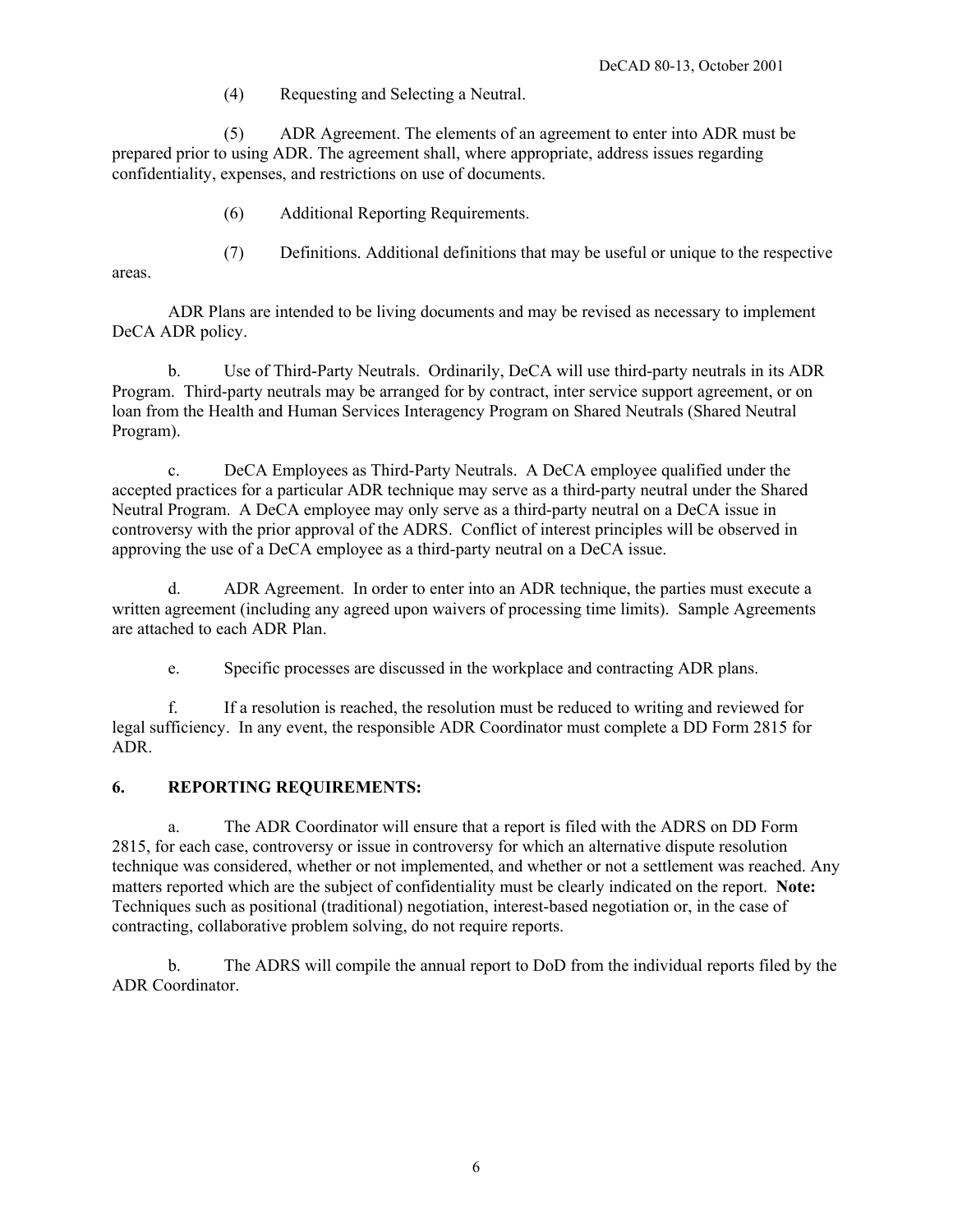(4) Requesting and Selecting a Neutral.

(5) ADR Agreement. The elements of an agreement to enter into ADR must be prepared prior to using ADR. The agreement shall, where appropriate, address issues regarding confidentiality, expenses, and restrictions on use of documents.

(6) Additional Reporting Requirements.

(7) Definitions. Additional definitions that may be useful or unique to the respective areas.

ADR Plans are intended to be living documents and may be revised as necessary to implement DeCA ADR policy.

b. Use of Third-Party Neutrals. Ordinarily, DeCA will use third-party neutrals in its ADR Program. Third-party neutrals may be arranged for by contract, inter service support agreement, or on loan from the Health and Human Services Interagency Program on Shared Neutrals (Shared Neutral Program).

c. DeCA Employees as Third-Party Neutrals. A DeCA employee qualified under the accepted practices for a particular ADR technique may serve as a third-party neutral under the Shared Neutral Program. A DeCA employee may only serve as a third-party neutral on a DeCA issue in controversy with the prior approval of the ADRS. Conflict of interest principles will be observed in approving the use of a DeCA employee as a third-party neutral on a DeCA issue.

d. ADR Agreement. In order to enter into an ADR technique, the parties must execute a written agreement (including any agreed upon waivers of processing time limits). Sample Agreements are attached to each ADR Plan.

e. Specific processes are discussed in the workplace and contracting ADR plans.

f. If a resolution is reached, the resolution must be reduced to writing and reviewed for legal sufficiency. In any event, the responsible ADR Coordinator must complete a DD Form 2815 for ADR.

## 6. REPORTING REQUIREMENTS:

a. The ADR Coordinator will ensure that a report is filed with the ADRS on DD Form 2815, for each case, controversy or issue in controversy for which an alternative dispute resolution technique was considered, whether or not implemented, and whether or not a settlement was reached. Any matters reported which are the subject of confidentiality must be clearly indicated on the report. **Note:** Techniques such as positional (traditional) negotiation, interest-based negotiation or, in the case of contracting, collaborative problem solving, do not require reports.

b. The ADRS will compile the annual report to DoD from the individual reports filed by the ADR Coordinator.